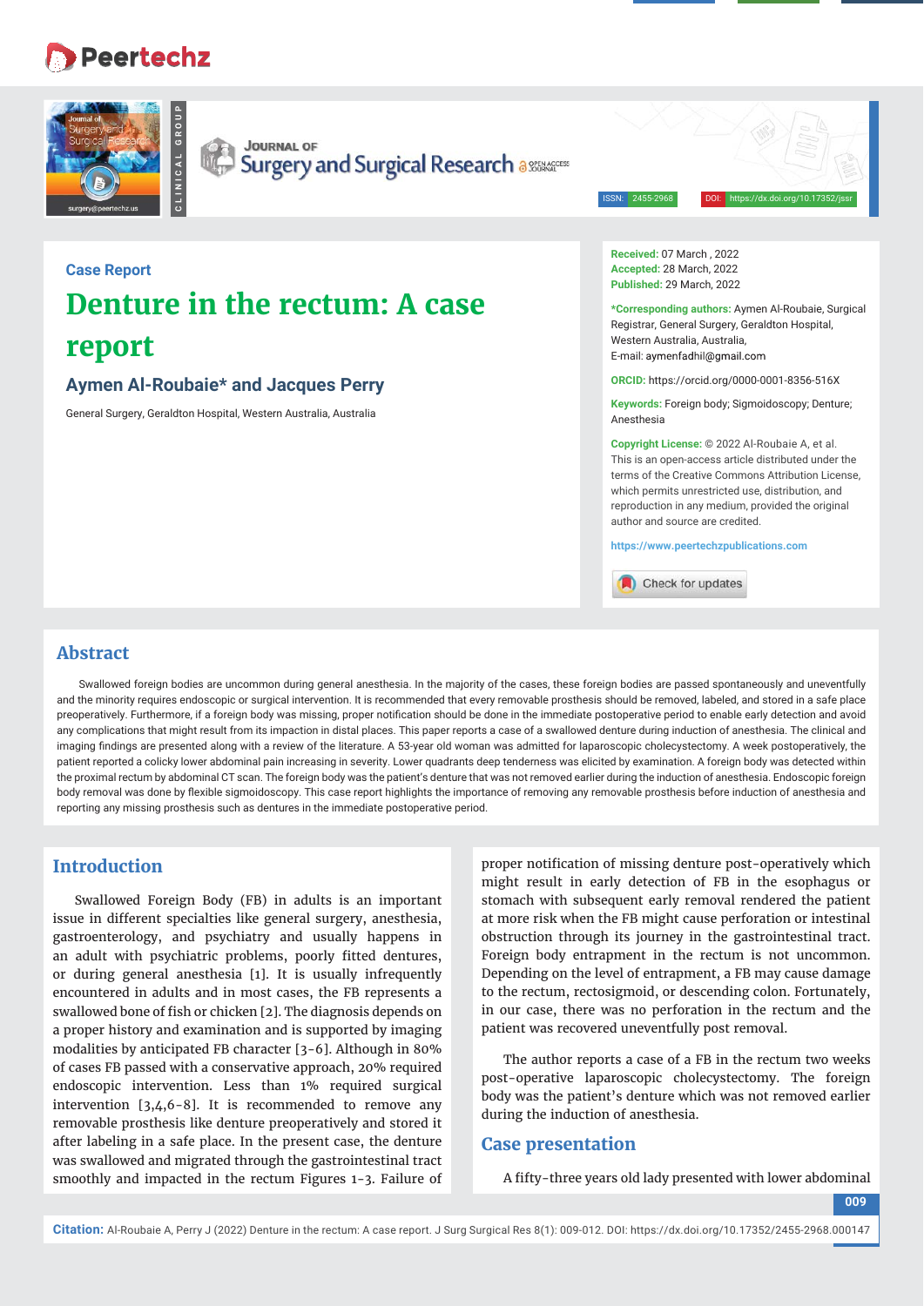Case Report

# Denture in the rectum: A case report

**Aymen Al-Roubaie\* and Jacques Perry**

General Surgery, Geraldton Hospital, Western Australia, Australia

**Received:** 07 March , 2022
**Accepted:** 28 March, 2022
**Published:** 29 March, 2022

**\*Corresponding authors:** Aymen Al-Roubaie, Surgical Registrar, General Surgery, Geraldton Hospital, Western Australia, Australia,
E-mail: aymenfadhil@gmail.com

**ORCID:** https://orcid.org/0000-0001-8356-516X

**Keywords:** Foreign body; Sigmoidoscopy; Denture; Anesthesia

**Copyright License:** © 2022 Al-Roubaie A, et al. This is an open-access article distributed under the terms of the Creative Commons Attribution License, which permits unrestricted use, distribution, and reproduction in any medium, provided the original author and source are credited.

https://www.peertechzpublications.com

## Abstract

Swallowed foreign bodies are uncommon during general anesthesia. In the majority of the cases, these foreign bodies are passed spontaneously and uneventfully and the minority requires endoscopic or surgical intervention. It is recommended that every removable prosthesis should be removed, labeled, and stored in a safe place preoperatively. Furthermore, if a foreign body was missing, proper notification should be done in the immediate postoperative period to enable early detection and avoid any complications that might result from its impaction in distal places. This paper reports a case of a swallowed denture during induction of anesthesia. The clinical and imaging findings are presented along with a review of the literature. A 53-year old woman was admitted for laparoscopic cholecystectomy. A week postoperatively, the patient reported a colicky lower abdominal pain increasing in severity. Lower quadrants deep tenderness was elicited by examination. A foreign body was detected within the proximal rectum by abdominal CT scan. The foreign body was the patient's denture that was not removed earlier during the induction of anesthesia. Endoscopic foreign body removal was done by flexible sigmoidoscopy. This case report highlights the importance of removing any removable prosthesis before induction of anesthesia and reporting any missing prosthesis such as dentures in the immediate postoperative period.

## Introduction

Swallowed Foreign Body (FB) in adults is an important issue in different specialties like general surgery, anesthesia, gastroenterology, and psychiatry and usually happens in an adult with psychiatric problems, poorly fitted dentures, or during general anesthesia [1]. It is usually infrequently encountered in adults and in most cases, the FB represents a swallowed bone of fish or chicken [2]. The diagnosis depends on a proper history and examination and is supported by imaging modalities by anticipated FB character [3-6]. Although in 80% of cases FB passed with a conservative approach, 20% required endoscopic intervention. Less than 1% required surgical intervention [3,4,6-8]. It is recommended to remove any removable prosthesis like denture preoperatively and stored it after labeling in a safe place. In the present case, the denture was swallowed and migrated through the gastrointestinal tract smoothly and impacted in the rectum Figures 1-3. Failure of proper notification of missing denture post-operatively which might result in early detection of FB in the esophagus or stomach with subsequent early removal rendered the patient at more risk when the FB might cause perforation or intestinal obstruction through its journey in the gastrointestinal tract. Foreign body entrapment in the rectum is not uncommon. Depending on the level of entrapment, a FB may cause damage to the rectum, rectosigmoid, or descending colon. Fortunately, in our case, there was no perforation in the rectum and the patient was recovered uneventfully post removal.

The author reports a case of a FB in the rectum two weeks post-operative laparoscopic cholecystectomy. The foreign body was the patient's denture which was not removed earlier during the induction of anesthesia.

## Case presentation

A fifty-three years old lady presented with lower abdominal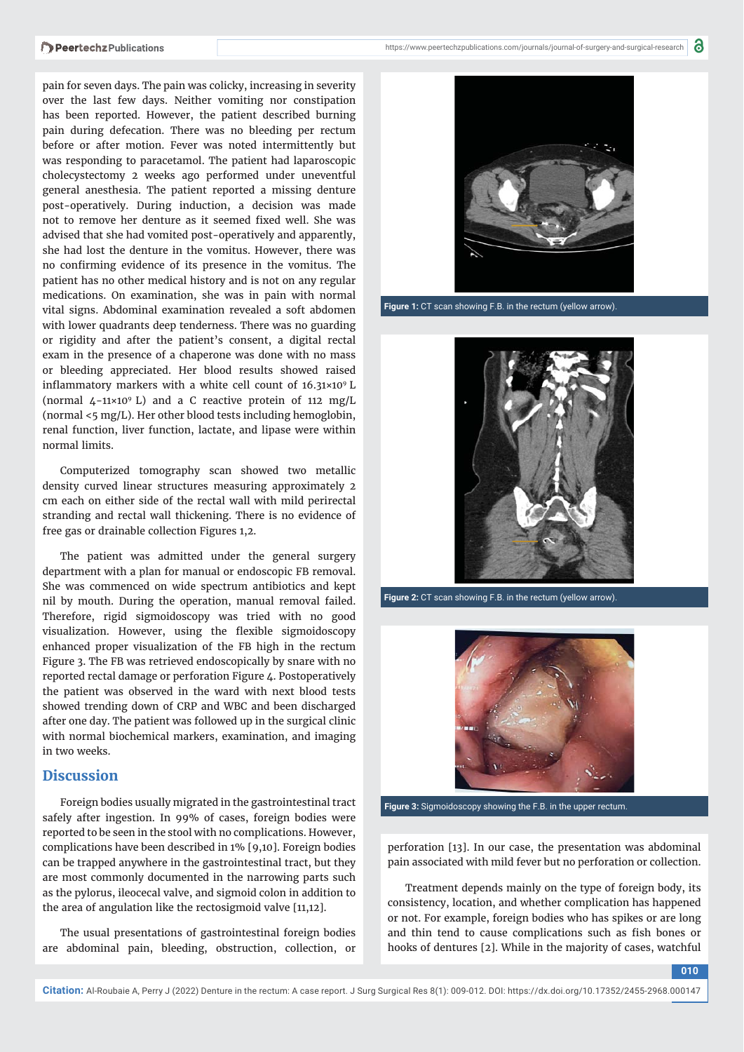pain for seven days. The pain was colicky, increasing in severity over the last few days. Neither vomiting nor constipation has been reported. However, the patient described burning pain during defecation. There was no bleeding per rectum before or after motion. Fever was noted intermittently but was responding to paracetamol. The patient had laparoscopic cholecystectomy 2 weeks ago performed under uneventful general anesthesia. The patient reported a missing denture post-operatively. During induction, a decision was made not to remove her denture as it seemed fixed well. She was advised that she had vomited post-operatively and apparently, she had lost the denture in the vomitus. However, there was no confirming evidence of its presence in the vomitus. The patient has no other medical history and is not on any regular medications. On examination, she was in pain with normal vital signs. Abdominal examination revealed a soft abdomen with lower quadrants deep tenderness. There was no guarding or rigidity and after the patient's consent, a digital rectal exam in the presence of a chaperone was done with no mass or bleeding appreciated. Her blood results showed raised inflammatory markers with a white cell count of $16.31 \times 10^9$ L (normal $4\text{-}11 \times 10^9$ L) and a C reactive protein of 112 mg/L (normal <5 mg/L). Her other blood tests including hemoglobin, renal function, liver function, lactate, and lipase were within normal limits.

Computerized tomography scan showed two metallic density curved linear structures measuring approximately 2 cm each on either side of the rectal wall with mild perirectal stranding and rectal wall thickening. There is no evidence of free gas or drainable collection Figures 1,2.

The patient was admitted under the general surgery department with a plan for manual or endoscopic FB removal. She was commenced on wide spectrum antibiotics and kept nil by mouth. During the operation, manual removal failed. Therefore, rigid sigmoidoscopy was tried with no good visualization. However, using the flexible sigmoidoscopy enhanced proper visualization of the FB high in the rectum Figure 3. The FB was retrieved endoscopically by snare with no reported rectal damage or perforation Figure 4. Postoperatively the patient was observed in the ward with next blood tests showed trending down of CRP and WBC and been discharged after one day. The patient was followed up in the surgical clinic with normal biochemical markers, examination, and imaging in two weeks.

**Figure 1:** CT scan showing F.B. in the rectum (yellow arrow).

**Figure 2:** CT scan showing F.B. in the rectum (yellow arrow).

**Figure 3:** Sigmoidoscopy showing the F.B. in the upper rectum.

## Discussion

Foreign bodies usually migrated in the gastrointestinal tract safely after ingestion. In 99% of cases, foreign bodies were reported to be seen in the stool with no complications. However, complications have been described in 1% [9,10]. Foreign bodies can be trapped anywhere in the gastrointestinal tract, but they are most commonly documented in the narrowing parts such as the pylorus, ileocecal valve, and sigmoid colon in addition to the area of angulation like the rectosigmoid valve [11,12].

The usual presentations of gastrointestinal foreign bodies are abdominal pain, bleeding, obstruction, collection, or perforation [13]. In our case, the presentation was abdominal pain associated with mild fever but no perforation or collection.

Treatment depends mainly on the type of foreign body, its consistency, location, and whether complication has happened or not. For example, foreign bodies who has spikes or are long and thin tend to cause complications such as fish bones or hooks of dentures [2]. While in the majority of cases, watchful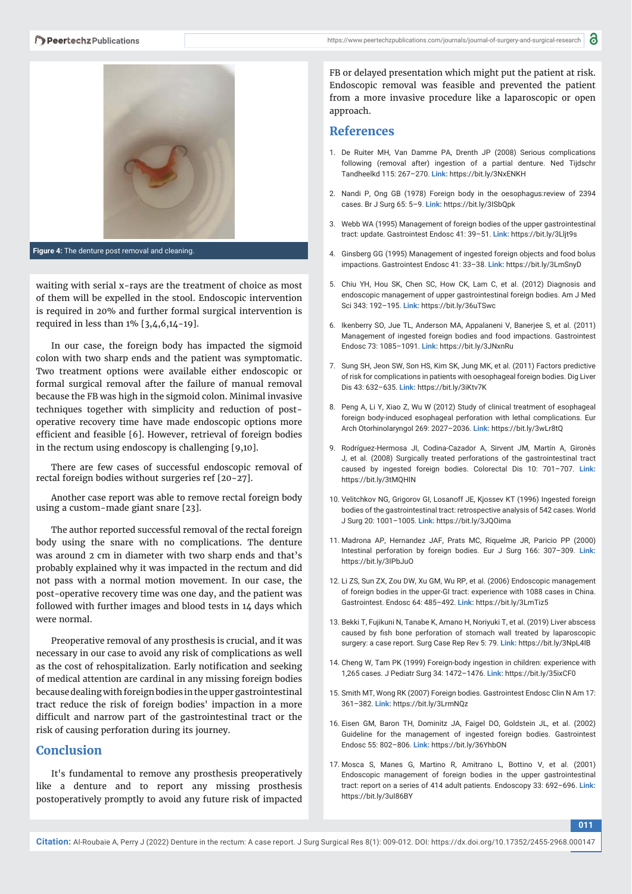Figure 4: The denture post removal and cleaning.

waiting with serial x-rays are the treatment of choice as most of them will be expelled in the stool. Endoscopic intervention is required in 20% and further formal surgical intervention is required in less than 1% [3,4,6,14-19].

In our case, the foreign body has impacted the sigmoid colon with two sharp ends and the patient was symptomatic. Two treatment options were available either endoscopic or formal surgical removal after the failure of manual removal because the FB was high in the sigmoid colon. Minimal invasive techniques together with simplicity and reduction of post-operative recovery time have made endoscopic options more efficient and feasible [6]. However, retrieval of foreign bodies in the rectum using endoscopy is challenging [9,10].

There are few cases of successful endoscopic removal of rectal foreign bodies without surgeries ref [20-27].

Another case report was able to remove rectal foreign body using a custom-made giant snare [23].

The author reported successful removal of the rectal foreign body using the snare with no complications. The denture was around 2 cm in diameter with two sharp ends and that's probably explained why it was impacted in the rectum and did not pass with a normal motion movement. In our case, the post-operative recovery time was one day, and the patient was followed with further images and blood tests in 14 days which were normal.

Preoperative removal of any prosthesis is crucial, and it was necessary in our case to avoid any risk of complications as well as the cost of rehospitalization. Early notification and seeking of medical attention are cardinal in any missing foreign bodies because dealing with foreign bodies in the upper gastrointestinal tract reduce the risk of foreign bodies' impaction in a more difficult and narrow part of the gastrointestinal tract or the risk of causing perforation during its journey.

## Conclusion

It's fundamental to remove any prosthesis preoperatively like a denture and to report any missing prosthesis postoperatively promptly to avoid any future risk of impacted FB or delayed presentation which might put the patient at risk. Endoscopic removal was feasible and prevented the patient from a more invasive procedure like a laparoscopic or open approach.

## References

1. De Ruiter MH, Van Damme PA, Drenth JP (2008) Serious complications following (removal after) ingestion of a partial denture. Ned Tijdschr Tandheelkd 115: 267–270. **Link:** https://bit.ly/3NxENKH
2. Nandi P, Ong GB (1978) Foreign body in the oesophagus:review of 2394 cases. Br J Surg 65: 5–9. **Link:** https://bit.ly/3ISbQpk
3. Webb WA (1995) Management of foreign bodies of the upper gastrointestinal tract: update. Gastrointest Endosc 41: 39–51. **Link:** https://bit.ly/3Lljt9s
4. Ginsberg GG (1995) Management of ingested foreign objects and food bolus impactions. Gastrointest Endosc 41: 33–38. **Link:** https://bit.ly/3LmSnyD
5. Chiu YH, Hou SK, Chen SC, How CK, Lam C, et al. (2012) Diagnosis and endoscopic management of upper gastrointestinal foreign bodies. Am J Med Sci 343: 192–195. **Link:** https://bit.ly/36uTSwc
6. Ikenberry SO, Jue TL, Anderson MA, Appalaneni V, Banerjee S, et al. (2011) Management of ingested foreign bodies and food impactions. Gastrointest Endosc 73: 1085–1091. **Link:** https://bit.ly/3JNxnRu
7. Sung SH, Jeon SW, Son HS, Kim SK, Jung MK, et al. (2011) Factors predictive of risk for complications in patients with oesophageal foreign bodies. Dig Liver Dis 43: 632–635. **Link:** https://bit.ly/3iKtv7K
8. Peng A, Li Y, Xiao Z, Wu W (2012) Study of clinical treatment of esophageal foreign body-induced esophageal perforation with lethal complications. Eur Arch Otorhinolaryngol 269: 2027–2036. **Link:** https://bit.ly/3wLr8tQ
9. Rodríguez-Hermosa JI, Codina-Cazador A, Sirvent JM, Martín A, Gironès J, et al. (2008) Surgically treated perforations of the gastrointestinal tract caused by ingested foreign bodies. Colorectal Dis 10: 701–707. **Link:** https://bit.ly/3tMQHIN
10. Velitchkov NG, Grigorov GI, Losanoff JE, Kjossev KT (1996) Ingested foreign bodies of the gastrointestinal tract: retrospective analysis of 542 cases. World J Surg 20: 1001–1005. **Link:** https://bit.ly/3JQOima
11. Madrona AP, Hernandez JAF, Prats MC, Riquelme JR, Paricio PP (2000) Intestinal perforation by foreign bodies. Eur J Surg 166: 307–309. **Link:** https://bit.ly/3IPbJuO
12. Li ZS, Sun ZX, Zou DW, Xu GM, Wu RP, et al. (2006) Endoscopic management of foreign bodies in the upper-GI tract: experience with 1088 cases in China. Gastrointest. Endosc 64: 485–492. **Link:** https://bit.ly/3LmTiz5
13. Bekki T, Fujikuni N, Tanabe K, Amano H, Noriyuki T, et al. (2019) Liver abscess caused by fish bone perforation of stomach wall treated by laparoscopic surgery: a case report. Surg Case Rep Rev 5: 79. **Link:** https://bit.ly/3NpL4IB
14. Cheng W, Tam PK (1999) Foreign-body ingestion in children: experience with 1,265 cases. J Pediatr Surg 34: 1472–1476. **Link:** https://bit.ly/35ixCF0
15. Smith MT, Wong RK (2007) Foreign bodies. Gastrointest Endosc Clin N Am 17: 361–382. **Link:** https://bit.ly/3LrmNQz
16. Eisen GM, Baron TH, Dominitz JA, Faigel DO, Goldstein JL, et al. (2002) Guideline for the management of ingested foreign bodies. Gastrointest Endosc 55: 802–806. **Link:** https://bit.ly/36YhbON
17. Mosca S, Manes G, Martino R, Amitrano L, Bottino V, et al. (2001) Endoscopic management of foreign bodies in the upper gastrointestinal tract: report on a series of 414 adult patients. Endoscopy 33: 692–696. **Link:** https://bit.ly/3uI86BY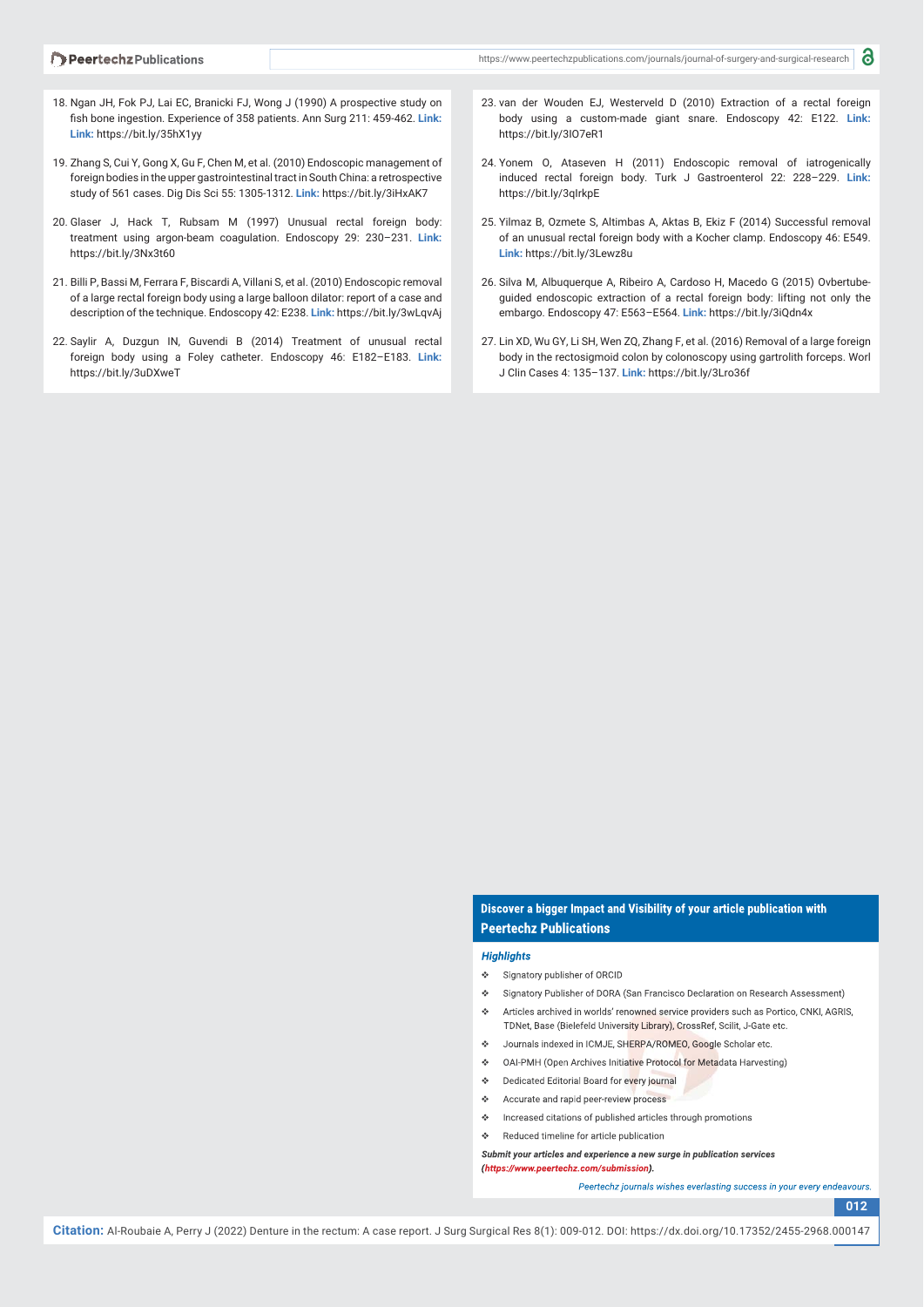18. Ngan JH, Fok PJ, Lai EC, Branicki FJ, Wong J (1990) A prospective study on fish bone ingestion. Experience of 358 patients. Ann Surg 211: 459-462. **Link:** **Link:** https://bit.ly/35hX1yy

19. Zhang S, Cui Y, Gong X, Gu F, Chen M, et al. (2010) Endoscopic management of foreign bodies in the upper gastrointestinal tract in South China: a retrospective study of 561 cases. Dig Dis Sci 55: 1305-1312. **Link:** https://bit.ly/3iHxAK7

20. Glaser J, Hack T, Rubsam M (1997) Unusual rectal foreign body: treatment using argon-beam coagulation. Endoscopy 29: 230–231. **Link:** https://bit.ly/3Nx3t60

21. Billi P, Bassi M, Ferrara F, Biscardi A, Villani S, et al. (2010) Endoscopic removal of a large rectal foreign body using a large balloon dilator: report of a case and description of the technique. Endoscopy 42: E238. **Link:** https://bit.ly/3wLqvAj

22. Saylir A, Duzgun IN, Guvendi B (2014) Treatment of unusual rectal foreign body using a Foley catheter. Endoscopy 46: E182–E183. **Link:** https://bit.ly/3uDXweT

23. van der Wouden EJ, Westerveld D (2010) Extraction of a rectal foreign body using a custom-made giant snare. Endoscopy 42: E122. **Link:** https://bit.ly/3IO7eR1

24. Yonem O, Ataseven H (2011) Endoscopic removal of iatrogenically induced rectal foreign body. Turk J Gastroenterol 22: 228–229. **Link:** https://bit.ly/3qIrkpE

25. Yilmaz B, Ozmete S, Altimbas A, Aktas B, Ekiz F (2014) Successful removal of an unusual rectal foreign body with a Kocher clamp. Endoscopy 46: E549. **Link:** https://bit.ly/3Lewz8u

26. Silva M, Albuquerque A, Ribeiro A, Cardoso H, Macedo G (2015) Ovbertube-guided endoscopic extraction of a rectal foreign body: lifting not only the embargo. Endoscopy 47: E563–E564. **Link:** https://bit.ly/3iQdn4x

27. Lin XD, Wu GY, Li SH, Wen ZQ, Zhang F, et al. (2016) Removal of a large foreign body in the rectosigmoid colon by colonoscopy using gartrolith forceps. Worl J Clin Cases 4: 135–137. **Link:** https://bit.ly/3Lro36f

**Discover a bigger Impact and Visibility of your article publication with Peertechz Publications**

***Highlights***

- Signatory publisher of ORCID
- Signatory Publisher of DORA (San Francisco Declaration on Research Assessment)
- Articles archived in worlds' renowned service providers such as Portico, CNKI, AGRIS, TDNet, Base (Bielefeld University Library), CrossRef, Scilit, J-Gate etc.
- Journals indexed in ICMJE, SHERPA/ROMEO, Google Scholar etc.
- OAI-PMH (Open Archives Initiative Protocol for Metadata Harvesting)
- Dedicated Editorial Board for every journal
- Accurate and rapid peer-review process
- Increased citations of published articles through promotions
- Reduced timeline for article publication

***Submit your articles and experience a new surge in publication services (https://www.peertechz.com/submission).***

*Peertechz journals wishes everlasting success in your every endeavours.*

**Citation:** Al-Roubaie A, Perry J (2022) Denture in the rectum: A case report. J Surg Surgical Res 8(1): 009-012. DOI: https://dx.doi.org/10.17352/2455-2968.000147